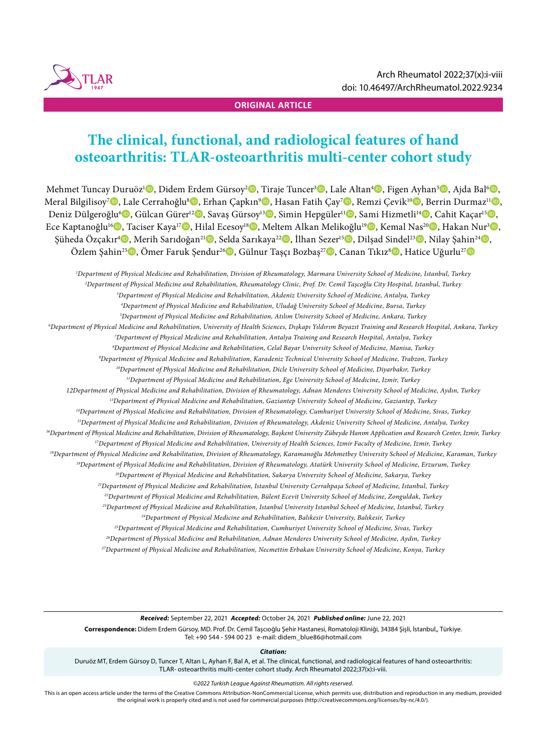ORIGINAL ARTICLE

# The clinical, functional, and radiological features of hand osteoarthritis: TLAR-osteoarthritis multi-center cohort study

Mehmet Tuncay Duruöz[1], Didem Erdem Gürsoy[2], Tiraje Tuncer[3], Lale Altan[4], Figen Ayhan[5], Ajda Bal[6], Meral Bilgilisoy[7], Lale Cerrahoğlu[8], Erhan Çapkın[9], Hasan Fatih Çay[7], Remzi Çevik[10], Berrin Durmaz[11], Deniz Dülgeroğlu[6], Gülcan Gürer[12], Savaş Gürsoy[13], Simin Hepgüler[11], Sami Hizmetli[14], Cahit Kaçar[15], Ece Kaptanoğlu[16], Taciser Kaya[17], Hilal Ecesoy[18], Meltem Alkan Melikoğlu[19], Kemal Nas[20], Hakan Nur[3], Şüheda Özçakır[4], Merih Sarıdoğan[21], Selda Sarıkaya[22], İlhan Sezer[15], Dilşad Sindel[23], Nilay Şahin[24], Özlem Şahin[25], Ömer Faruk Şendur[26], Gülnur Taşçı Bozbaş[27], Canan Tıkız[8], Hatice Uğurlu[27]

*[1]Department of Physical Medicine and Rehabilitation, Division of Rheumatology, Marmara University School of Medicine, Istanbul, Turkey*
*[2]Department of Physical Medicine and Rehabilitation, Rheumatology Clinic, Prof. Dr. Cemil Taşçoğlu City Hospital, Istanbul, Turkey*
*[3]Department of Physical Medicine and Rehabilitation, Akdeniz University School of Medicine, Antalya, Turkey*
*[4]Department of Physical Medicine and Rehabilitation, Uludağ University School of Medicine, Bursa, Turkey*
*[5]Department of Physical Medicine and Rehabilitation, Atılım University School of Medicine, Ankara, Turkey*
*[6]Department of Physical Medicine and Rehabilitation, University of Health Sciences, Dışkapı Yıldırım Beyazıt Training and Research Hospital, Ankara, Turkey*
*[7]Department of Physical Medicine and Rehabilitation, Antalya Training and Research Hospital, Antalya, Turkey*
*[8]Department of Physical Medicine and Rehabilitation, Celal Bayar University School of Medicine, Manisa, Turkey*
*[9]Department of Physical Medicine and Rehabilitation, Karadeniz Technical University School of Medicine, Trabzon, Turkey*
*[10]Department of Physical Medicine and Rehabilitation, Dicle University School of Medicine, Diyarbakır, Turkey*
*[11]Department of Physical Medicine and Rehabilitation, Ege University School of Medicine, Izmir, Turkey*
*12Department of Physical Medicine and Rehabilitation, Division of Rheumatology, Adnan Menderes University School of Medicine, Aydın, Turkey*
*[13]Department of Physical Medicine and Rehabilitation, Gaziantep University School of Medicine, Gaziantep, Turkey*
*[14]Department of Physical Medicine and Rehabilitation, Division of Rheumatology, Cumhuriyet University School of Medicine, Sivas, Turkey*
*[15]Department of Physical Medicine and Rehabilitation, Division of Rheumatology, Akdeniz University School of Medicine, Antalya, Turkey*
*[16]Department of Physical Medicine and Rehabilitation, Division of Rheumatology, Başkent University Zübeyde Hanım Application and Research Center, Izmir, Turkey*
*[17]Department of Physical Medicine and Rehabilitation, University of Health Sciences, Izmir Faculty of Medicine, Izmir, Turkey*
*[18]Department of Physical Medicine and Rehabilitation, Division of Rheumatology, Karamanoğlu Mehmetbey University School of Medicine, Karaman, Turkey*
*[19]Department of Physical Medicine and Rehabilitation, Division of Rheumatology, Atatürk University School of Medicine, Erzurum, Turkey*
*[20]Department of Physical Medicine and Rehabilitation, Sakarya University School of Medicine, Sakarya, Turkey*
*[21]Department of Physical Medicine and Rehabilitation, Istanbul University Cerrahpaşa School of Medicine, Istanbul, Turkey*
*[22]Department of Physical Medicine and Rehabilitation, Bülent Ecevit University School of Medicine, Zonguldak, Turkey*
*[23]Department of Physical Medicine and Rehabilitation, Istanbul University Istanbul School of Medicine, Istanbul, Turkey*
*[24]Department of Physical Medicine and Rehabilitation, Balıkesir University, Balıkesir, Turkey*
*[25]Department of Physical Medicine and Rehabilitation, Cumhuriyet University School of Medicine, Sivas, Turkey*
*[26]Department of Physical Medicine and Rehabilitation, Adnan Menderes University School of Medicine, Aydın, Turkey*
*[27]Department of Physical Medicine and Rehabilitation, Necmettin Erbakan University School of Medicine, Konya, Turkey*

***Received:*** September 22, 2021 ***Accepted:*** October 24, 2021 ***Published online:*** June 22, 2021

**Correspondence:** Didem Erdem Gürsoy, MD. Prof. Dr. Cemil Taşcıoğlu Şehir Hastanesi, Romatoloji Kliniği, 34384 Şişli, İstanbul,, Türkiye.
Tel: +90 544 - 594 00 23 e-mail: didem_blue86@hotmail.com

***Citation:***
Duruöz MT, Erdem Gürsoy D, Tuncer T, Altan L, Ayhan F, Bal A, et al. The clinical, functional, and radiological features of hand osteoarthritis: TLAR- osteoarthritis multi-center cohort study. Arch Rheumatol 2022;37(x):i-viii.

*©2022 Turkish League Against Rheumatism. All rights reserved.*

This is an open access article under the terms of the Creative Commons Attribution-NonCommercial License, which permits use, distribution and reproduction in any medium, provided the original work is properly cited and is not used for commercial purposes (http://creativecommons.org/licenses/by-nc/4.0/).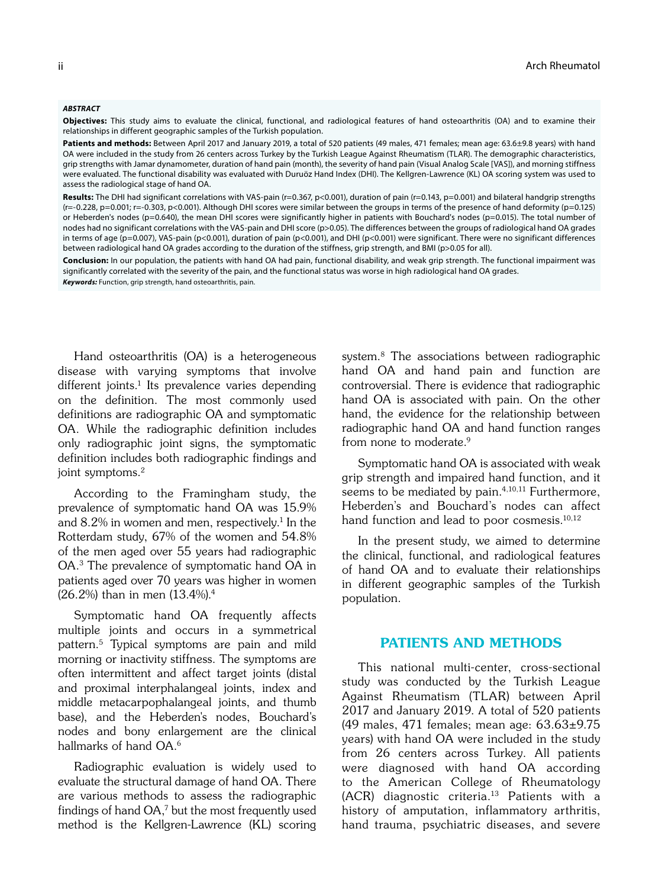***ABSTRACT***

**Objectives:** This study aims to evaluate the clinical, functional, and radiological features of hand osteoarthritis (OA) and to examine their relationships in different geographic samples of the Turkish population.

**Patients and methods:** Between April 2017 and January 2019, a total of 520 patients (49 males, 471 females; mean age: 63.6±9.8 years) with hand OA were included in the study from 26 centers across Turkey by the Turkish League Against Rheumatism (TLAR). The demographic characteristics, grip strengths with Jamar dynamometer, duration of hand pain (month), the severity of hand pain (Visual Analog Scale [VAS]), and morning stiffness were evaluated. The functional disability was evaluated with Duruöz Hand Index (DHI). The Kellgren-Lawrence (KL) OA scoring system was used to assess the radiological stage of hand OA.

**Results:** The DHI had significant correlations with VAS-pain (r=0.367, p<0.001), duration of pain (r=0.143, p=0.001) and bilateral handgrip strengths (r=-0.228, p=0.001; r=-0.303, p<0.001). Although DHI scores were similar between the groups in terms of the presence of hand deformity (p=0.125) or Heberden's nodes (p=0.640), the mean DHI scores were significantly higher in patients with Bouchard's nodes (p=0.015). The total number of nodes had no significant correlations with the VAS-pain and DHI score (p>0.05). The differences between the groups of radiological hand OA grades in terms of age (p=0.007), VAS-pain (p<0.001), duration of pain (p<0.001), and DHI (p<0.001) were significant. There were no significant differences between radiological hand OA grades according to the duration of the stiffness, grip strength, and BMI (p>0.05 for all).

**Conclusion:** In our population, the patients with hand OA had pain, functional disability, and weak grip strength. The functional impairment was significantly correlated with the severity of the pain, and the functional status was worse in high radiological hand OA grades.

***Keywords:*** Function, grip strength, hand osteoarthritis, pain.

Hand osteoarthritis (OA) is a heterogeneous disease with varying symptoms that involve different joints.[1] Its prevalence varies depending on the definition. The most commonly used definitions are radiographic OA and symptomatic OA. While the radiographic definition includes only radiographic joint signs, the symptomatic definition includes both radiographic findings and joint symptoms.[2]

According to the Framingham study, the prevalence of symptomatic hand OA was 15.9% and 8.2% in women and men, respectively.[1] In the Rotterdam study, 67% of the women and 54.8% of the men aged over 55 years had radiographic OA.[3] The prevalence of symptomatic hand OA in patients aged over 70 years was higher in women (26.2%) than in men (13.4%).[4]

Symptomatic hand OA frequently affects multiple joints and occurs in a symmetrical pattern.[5] Typical symptoms are pain and mild morning or inactivity stiffness. The symptoms are often intermittent and affect target joints (distal and proximal interphalangeal joints, index and middle metacarpophalangeal joints, and thumb base), and the Heberden's nodes, Bouchard's nodes and bony enlargement are the clinical hallmarks of hand OA.[6]

Radiographic evaluation is widely used to evaluate the structural damage of hand OA. There are various methods to assess the radiographic findings of hand OA,[7] but the most frequently used method is the Kellgren-Lawrence (KL) scoring system.[8] The associations between radiographic hand OA and hand pain and function are controversial. There is evidence that radiographic hand OA is associated with pain. On the other hand, the evidence for the relationship between radiographic hand OA and hand function ranges from none to moderate.[9]

Symptomatic hand OA is associated with weak grip strength and impaired hand function, and it seems to be mediated by pain.[4,10,11] Furthermore, Heberden's and Bouchard's nodes can affect hand function and lead to poor cosmesis.[10,12]

In the present study, we aimed to determine the clinical, functional, and radiological features of hand OA and to evaluate their relationships in different geographic samples of the Turkish population.

## PATIENTS AND METHODS

This national multi-center, cross-sectional study was conducted by the Turkish League Against Rheumatism (TLAR) between April 2017 and January 2019. A total of 520 patients (49 males, 471 females; mean age: 63.63±9.75 years) with hand OA were included in the study from 26 centers across Turkey. All patients were diagnosed with hand OA according to the American College of Rheumatology (ACR) diagnostic criteria.[13] Patients with a history of amputation, inflammatory arthritis, hand trauma, psychiatric diseases, and severe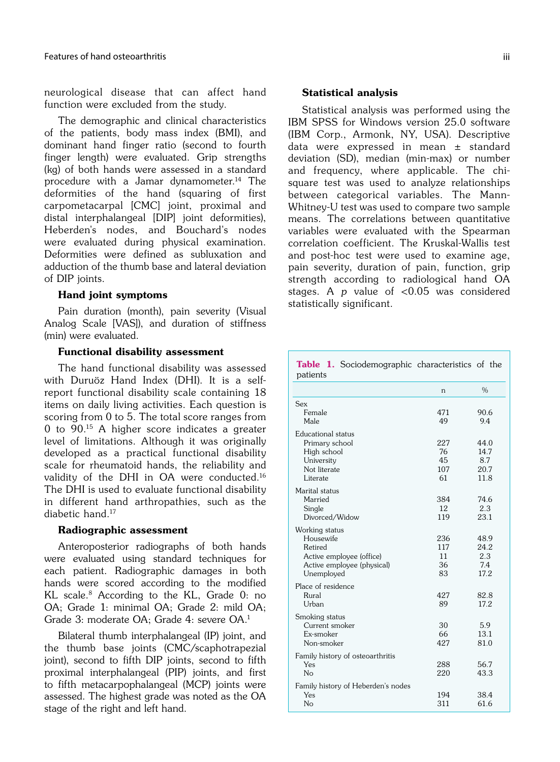neurological disease that can affect hand function were excluded from the study.

The demographic and clinical characteristics of the patients, body mass index (BMI), and dominant hand finger ratio (second to fourth finger length) were evaluated. Grip strengths (kg) of both hands were assessed in a standard procedure with a Jamar dynamometer.[14] The deformities of the hand (squaring of first carpometacarpal [CMC] joint, proximal and distal interphalangeal [DIP] joint deformities), Heberden's nodes, and Bouchard's nodes were evaluated during physical examination. Deformities were defined as subluxation and adduction of the thumb base and lateral deviation of DIP joints.

### Hand joint symptoms

Pain duration (month), pain severity (Visual Analog Scale [VAS]), and duration of stiffness (min) were evaluated.

### Functional disability assessment

The hand functional disability was assessed with Duruöz Hand Index (DHI). It is a self-report functional disability scale containing 18 items on daily living activities. Each question is scoring from 0 to 5. The total score ranges from 0 to 90.[15] A higher score indicates a greater level of limitations. Although it was originally developed as a practical functional disability scale for rheumatoid hands, the reliability and validity of the DHI in OA were conducted.[16] The DHI is used to evaluate functional disability in different hand arthropathies, such as the diabetic hand.[17]

### Radiographic assessment

Anteroposterior radiographs of both hands were evaluated using standard techniques for each patient. Radiographic damages in both hands were scored according to the modified KL scale.[8] According to the KL, Grade 0: no OA; Grade 1: minimal OA; Grade 2: mild OA; Grade 3: moderate OA; Grade 4: severe OA.[1]

Bilateral thumb interphalangeal (IP) joint, and the thumb base joints (CMC/scaphotrapezial joint), second to fifth DIP joints, second to fifth proximal interphalangeal (PIP) joints, and first to fifth metacarpophalangeal (MCP) joints were assessed. The highest grade was noted as the OA stage of the right and left hand.

### Statistical analysis

Statistical analysis was performed using the IBM SPSS for Windows version 25.0 software (IBM Corp., Armonk, NY, USA). Descriptive data were expressed in mean ± standard deviation (SD), median (min-max) or number and frequency, where applicable. The chi-square test was used to analyze relationships between categorical variables. The Mann-Whitney-U test was used to compare two sample means. The correlations between quantitative variables were evaluated with the Spearman correlation coefficient. The Kruskal-Wallis test and post-hoc test were used to examine age, pain severity, duration of pain, function, grip strength according to radiological hand OA stages. A *p* value of <0.05 was considered statistically significant.

**Table 1.** Sociodemographic characteristics of the patients

| | n | % |
|---|---|---|
| Sex | | |
| Female | 471 | 90.6 |
| Male | 49 | 9.4 |
| Educational status | | |
| Primary school | 227 | 44.0 |
| High school | 76 | 14.7 |
| University | 45 | 8.7 |
| Not literate | 107 | 20.7 |
| Literate | 61 | 11.8 |
| Marital status | | |
| Married | 384 | 74.6 |
| Single | 12 | 2.3 |
| Divorced/Widow | 119 | 23.1 |
| Working status | | |
| Housewife | 236 | 48.9 |
| Retired | 117 | 24.2 |
| Active employee (office) | 11 | 2.3 |
| Active employee (physical) | 36 | 7.4 |
| Unemployed | 83 | 17.2 |
| Place of residence | | |
| Rural | 427 | 82.8 |
| Urban | 89 | 17.2 |
| Smoking status | | |
| Current smoker | 30 | 5.9 |
| Ex-smoker | 66 | 13.1 |
| Non-smoker | 427 | 81.0 |
| Family history of osteoarthritis | | |
| Yes | 288 | 56.7 |
| No | 220 | 43.3 |
| Family history of Heberden's nodes | | |
| Yes | 194 | 38.4 |
| No | 311 | 61.6 |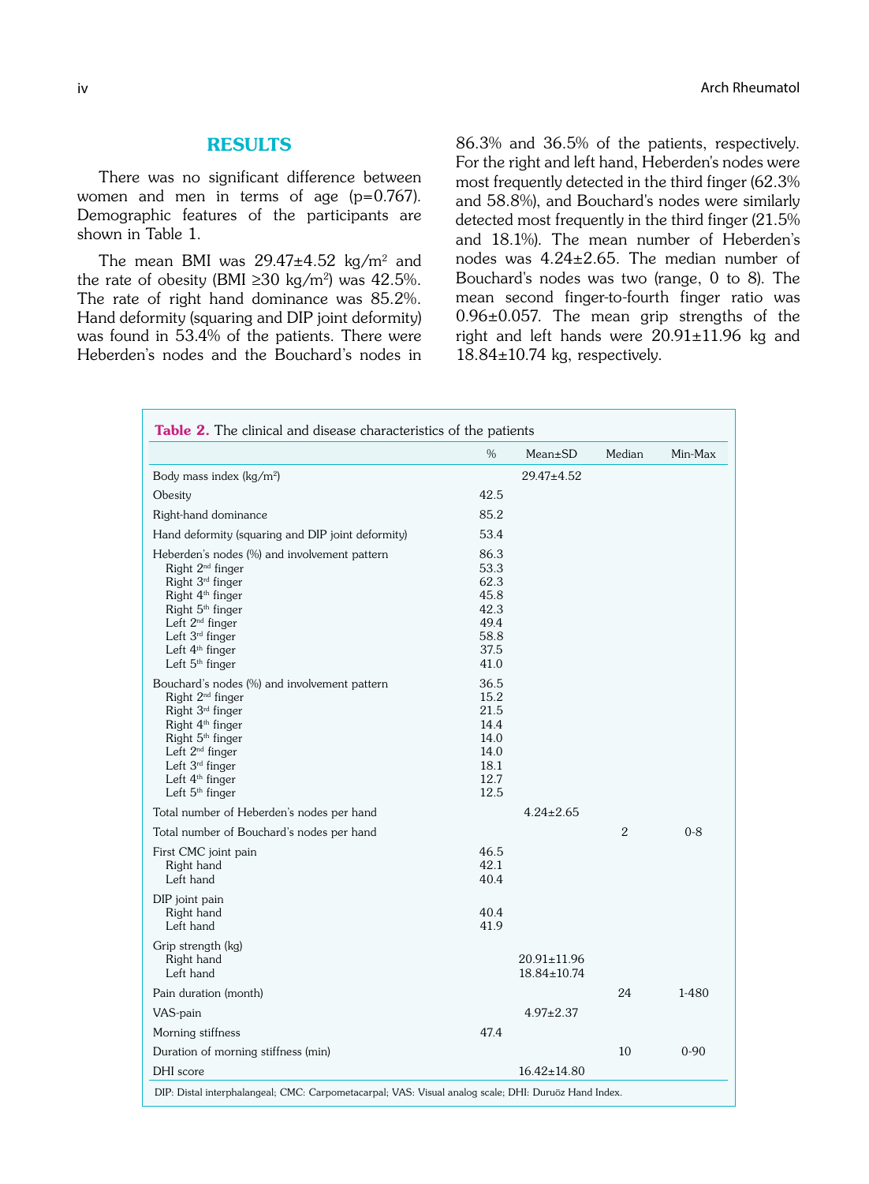## RESULTS

There was no significant difference between women and men in terms of age (p=0.767). Demographic features of the participants are shown in Table 1.

The mean BMI was 29.47±4.52 kg/m$^2$ and the rate of obesity (BMI ≥30 kg/m$^2$) was 42.5%. The rate of right hand dominance was 85.2%. Hand deformity (squaring and DIP joint deformity) was found in 53.4% of the patients. There were Heberden's nodes and the Bouchard's nodes in 86.3% and 36.5% of the patients, respectively. For the right and left hand, Heberden's nodes were most frequently detected in the third finger (62.3% and 58.8%), and Bouchard's nodes were similarly detected most frequently in the third finger (21.5% and 18.1%). The mean number of Heberden's nodes was 4.24±2.65. The median number of Bouchard's nodes was two (range, 0 to 8). The mean second finger-to-fourth finger ratio was 0.96±0.057. The mean grip strengths of the right and left hands were 20.91±11.96 kg and 18.84±10.74 kg, respectively.

**Table 2.** The clinical and disease characteristics of the patients

| | % | Mean±SD | Median | Min-Max |
|---|---|---|---|---|
| Body mass index (kg/m$^2$) | | 29.47±4.52 | | |
| Obesity | 42.5 | | | |
| Right-hand dominance | 85.2 | | | |
| Hand deformity (squaring and DIP joint deformity) | 53.4 | | | |
| Heberden's nodes (%) and involvement pattern | 86.3 | | | |
| Right 2nd finger | 53.3 | | | |
| Right 3rd finger | 62.3 | | | |
| Right 4th finger | 45.8 | | | |
| Right 5th finger | 42.3 | | | |
| Left 2nd finger | 49.4 | | | |
| Left 3rd finger | 58.8 | | | |
| Left 4th finger | 37.5 | | | |
| Left 5th finger | 41.0 | | | |
| Bouchard's nodes (%) and involvement pattern | 36.5 | | | |
| Right 2nd finger | 15.2 | | | |
| Right 3rd finger | 21.5 | | | |
| Right 4th finger | 14.4 | | | |
| Right 5th finger | 14.0 | | | |
| Left 2nd finger | 14.0 | | | |
| Left 3rd finger | 18.1 | | | |
| Left 4th finger | 12.7 | | | |
| Left 5th finger | 12.5 | | | |
| Total number of Heberden's nodes per hand | | 4.24±2.65 | | |
| Total number of Bouchard's nodes per hand | | | 2 | 0-8 |
| First CMC joint pain | 46.5 | | | |
| Right hand | 42.1 | | | |
| Left hand | 40.4 | | | |
| DIP joint pain | | | | |
| Right hand | 40.4 | | | |
| Left hand | 41.9 | | | |
| Grip strength (kg) | | | | |
| Right hand | | 20.91±11.96 | | |
| Left hand | | 18.84±10.74 | | |
| Pain duration (month) | | | 24 | 1-480 |
| VAS-pain | | 4.97±2.37 | | |
| Morning stiffness | 47.4 | | | |
| Duration of morning stiffness (min) | | | 10 | 0-90 |
| DHI score | | 16.42±14.80 | | |

DIP: Distal interphalangeal; CMC: Carpometacarpal; VAS: Visual analog scale; DHI: Duruöz Hand Index.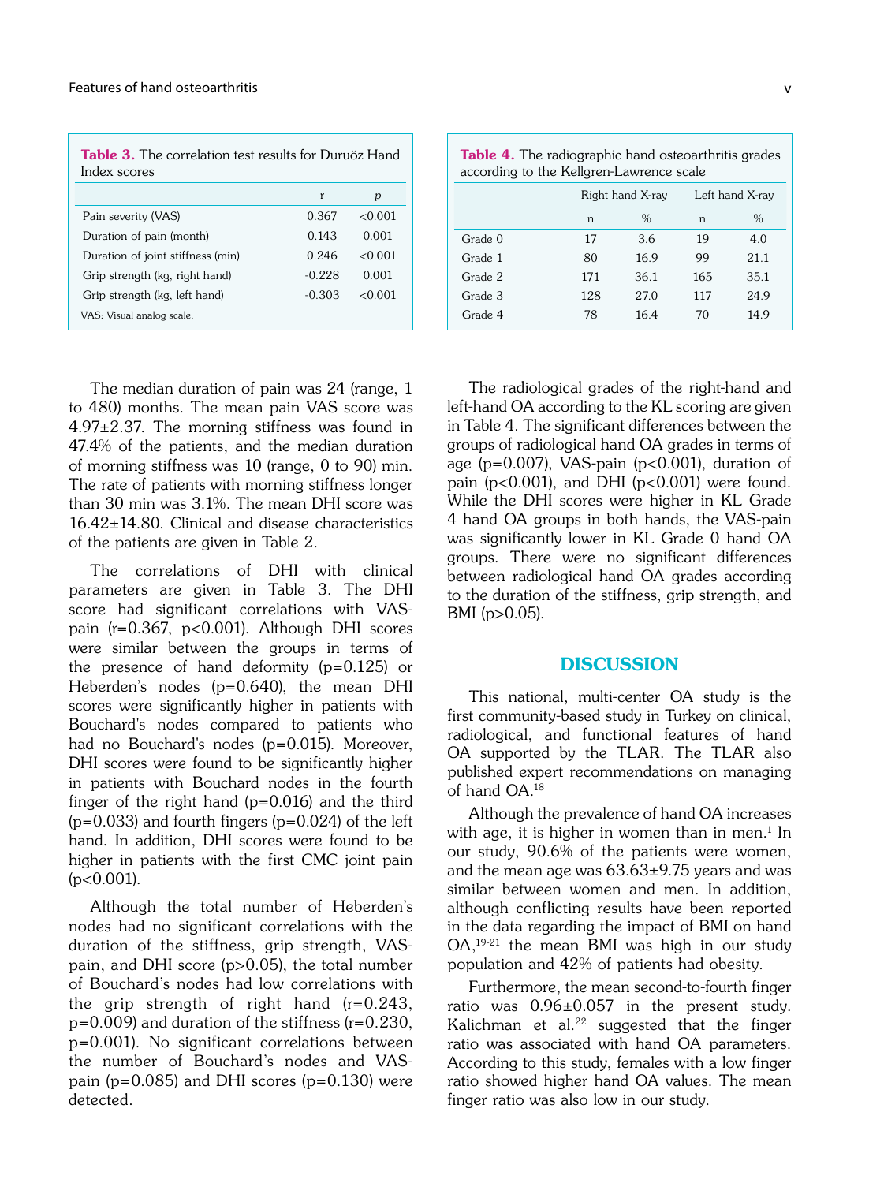**Table 3.** The correlation test results for Duruöz Hand Index scores

| | r | *p* |
|---|---|---|
| Pain severity (VAS) | 0.367 | <0.001 |
| Duration of pain (month) | 0.143 | 0.001 |
| Duration of joint stiffness (min) | 0.246 | <0.001 |
| Grip strength (kg, right hand) | -0.228 | 0.001 |
| Grip strength (kg, left hand) | -0.303 | <0.001 |

VAS: Visual analog scale.

**Table 4.** The radiographic hand osteoarthritis grades according to the Kellgren-Lawrence scale

| | Right hand X-ray | | Left hand X-ray | |
|---|---|---|---|---|
| | n | % | n | % |
| Grade 0 | 17 | 3.6 | 19 | 4.0 |
| Grade 1 | 80 | 16.9 | 99 | 21.1 |
| Grade 2 | 171 | 36.1 | 165 | 35.1 |
| Grade 3 | 128 | 27.0 | 117 | 24.9 |
| Grade 4 | 78 | 16.4 | 70 | 14.9 |

The median duration of pain was 24 (range, 1 to 480) months. The mean pain VAS score was 4.97±2.37. The morning stiffness was found in 47.4% of the patients, and the median duration of morning stiffness was 10 (range, 0 to 90) min. The rate of patients with morning stiffness longer than 30 min was 3.1%. The mean DHI score was 16.42±14.80. Clinical and disease characteristics of the patients are given in Table 2.

The correlations of DHI with clinical parameters are given in Table 3. The DHI score had significant correlations with VAS-pain ($r=0.367$, $p<0.001$). Although DHI scores were similar between the groups in terms of the presence of hand deformity ($p=0.125$) or Heberden's nodes ($p=0.640$), the mean DHI scores were significantly higher in patients with Bouchard's nodes compared to patients who had no Bouchard's nodes ($p=0.015$). Moreover, DHI scores were found to be significantly higher in patients with Bouchard nodes in the fourth finger of the right hand ($p=0.016$) and the third ($p=0.033$) and fourth fingers ($p=0.024$) of the left hand. In addition, DHI scores were found to be higher in patients with the first CMC joint pain ($p<0.001$).

Although the total number of Heberden's nodes had no significant correlations with the duration of the stiffness, grip strength, VAS-pain, and DHI score ($p>0.05$), the total number of Bouchard's nodes had low correlations with the grip strength of right hand ($r=0.243$, $p=0.009$) and duration of the stiffness ($r=0.230$, $p=0.001$). No significant correlations between the number of Bouchard's nodes and VAS-pain ($p=0.085$) and DHI scores ($p=0.130$) were detected.

The radiological grades of the right-hand and left-hand OA according to the KL scoring are given in Table 4. The significant differences between the groups of radiological hand OA grades in terms of age ($p=0.007$), VAS-pain ($p<0.001$), duration of pain ($p<0.001$), and DHI ($p<0.001$) were found. While the DHI scores were higher in KL Grade 4 hand OA groups in both hands, the VAS-pain was significantly lower in KL Grade 0 hand OA groups. There were no significant differences between radiological hand OA grades according to the duration of the stiffness, grip strength, and BMI ($p>0.05$).

## DISCUSSION

This national, multi-center OA study is the first community-based study in Turkey on clinical, radiological, and functional features of hand OA supported by the TLAR. The TLAR also published expert recommendations on managing of hand OA.[18]

Although the prevalence of hand OA increases with age, it is higher in women than in men.[1] In our study, 90.6% of the patients were women, and the mean age was 63.63±9.75 years and was similar between women and men. In addition, although conflicting results have been reported in the data regarding the impact of BMI on hand OA,[19-21] the mean BMI was high in our study population and 42% of patients had obesity.

Furthermore, the mean second-to-fourth finger ratio was 0.96±0.057 in the present study. Kalichman et al.[22] suggested that the finger ratio was associated with hand OA parameters. According to this study, females with a low finger ratio showed higher hand OA values. The mean finger ratio was also low in our study.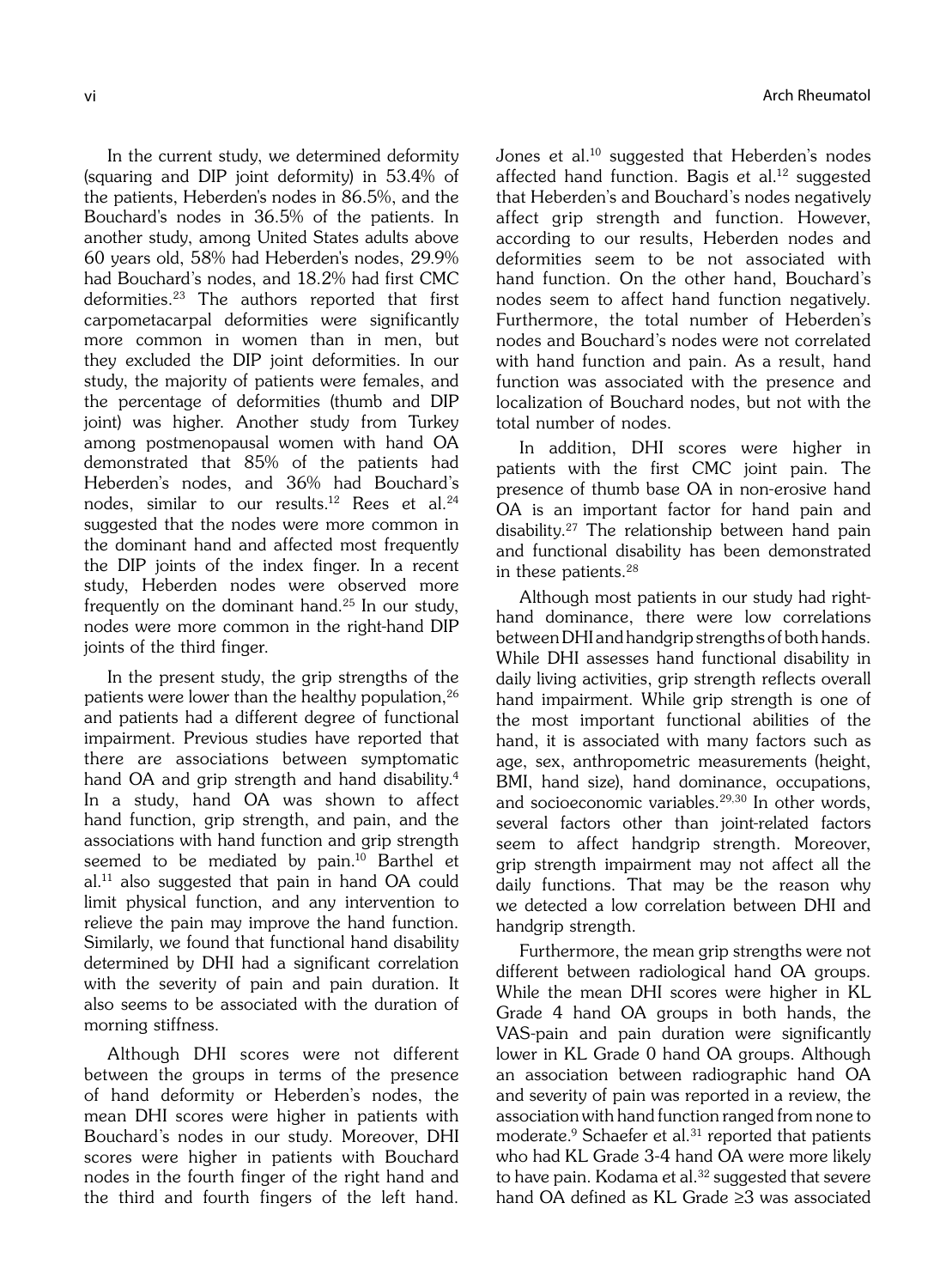In the current study, we determined deformity (squaring and DIP joint deformity) in 53.4% of the patients, Heberden's nodes in 86.5%, and the Bouchard's nodes in 36.5% of the patients. In another study, among United States adults above 60 years old, 58% had Heberden's nodes, 29.9% had Bouchard's nodes, and 18.2% had first CMC deformities.[23] The authors reported that first carpometacarpal deformities were significantly more common in women than in men, but they excluded the DIP joint deformities. In our study, the majority of patients were females, and the percentage of deformities (thumb and DIP joint) was higher. Another study from Turkey among postmenopausal women with hand OA demonstrated that 85% of the patients had Heberden's nodes, and 36% had Bouchard's nodes, similar to our results.[12] Rees et al.[24] suggested that the nodes were more common in the dominant hand and affected most frequently the DIP joints of the index finger. In a recent study, Heberden nodes were observed more frequently on the dominant hand.[25] In our study, nodes were more common in the right-hand DIP joints of the third finger.

In the present study, the grip strengths of the patients were lower than the healthy population,[26] and patients had a different degree of functional impairment. Previous studies have reported that there are associations between symptomatic hand OA and grip strength and hand disability.[4] In a study, hand OA was shown to affect hand function, grip strength, and pain, and the associations with hand function and grip strength seemed to be mediated by pain.[10] Barthel et al.[11] also suggested that pain in hand OA could limit physical function, and any intervention to relieve the pain may improve the hand function. Similarly, we found that functional hand disability determined by DHI had a significant correlation with the severity of pain and pain duration. It also seems to be associated with the duration of morning stiffness.

Although DHI scores were not different between the groups in terms of the presence of hand deformity or Heberden's nodes, the mean DHI scores were higher in patients with Bouchard's nodes in our study. Moreover, DHI scores were higher in patients with Bouchard nodes in the fourth finger of the right hand and the third and fourth fingers of the left hand. Jones et al.[10] suggested that Heberden's nodes affected hand function. Bagis et al.[12] suggested that Heberden's and Bouchard's nodes negatively affect grip strength and function. However, according to our results, Heberden nodes and deformities seem to be not associated with hand function. On the other hand, Bouchard's nodes seem to affect hand function negatively. Furthermore, the total number of Heberden's nodes and Bouchard's nodes were not correlated with hand function and pain. As a result, hand function was associated with the presence and localization of Bouchard nodes, but not with the total number of nodes.

In addition, DHI scores were higher in patients with the first CMC joint pain. The presence of thumb base OA in non-erosive hand OA is an important factor for hand pain and disability.[27] The relationship between hand pain and functional disability has been demonstrated in these patients.[28]

Although most patients in our study had right-hand dominance, there were low correlations between DHI and handgrip strengths of both hands. While DHI assesses hand functional disability in daily living activities, grip strength reflects overall hand impairment. While grip strength is one of the most important functional abilities of the hand, it is associated with many factors such as age, sex, anthropometric measurements (height, BMI, hand size), hand dominance, occupations, and socioeconomic variables.[29,30] In other words, several factors other than joint-related factors seem to affect handgrip strength. Moreover, grip strength impairment may not affect all the daily functions. That may be the reason why we detected a low correlation between DHI and handgrip strength.

Furthermore, the mean grip strengths were not different between radiological hand OA groups. While the mean DHI scores were higher in KL Grade 4 hand OA groups in both hands, the VAS-pain and pain duration were significantly lower in KL Grade 0 hand OA groups. Although an association between radiographic hand OA and severity of pain was reported in a review, the association with hand function ranged from none to moderate.[9] Schaefer et al.[31] reported that patients who had KL Grade 3-4 hand OA were more likely to have pain. Kodama et al.[32] suggested that severe hand OA defined as KL Grade ≥3 was associated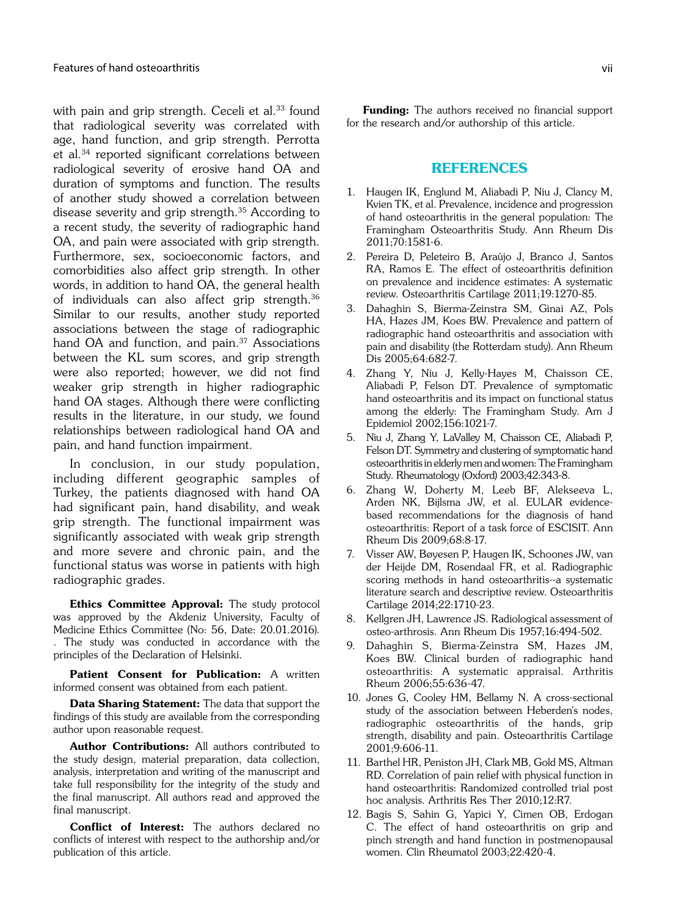with pain and grip strength. Ceceli et al.[33] found that radiological severity was correlated with age, hand function, and grip strength. Perrotta et al.[34] reported significant correlations between radiological severity of erosive hand OA and duration of symptoms and function. The results of another study showed a correlation between disease severity and grip strength.[35] According to a recent study, the severity of radiographic hand OA, and pain were associated with grip strength. Furthermore, sex, socioeconomic factors, and comorbidities also affect grip strength. In other words, in addition to hand OA, the general health of individuals can also affect grip strength.[36] Similar to our results, another study reported associations between the stage of radiographic hand OA and function, and pain.[37] Associations between the KL sum scores, and grip strength were also reported; however, we did not find weaker grip strength in higher radiographic hand OA stages. Although there were conflicting results in the literature, in our study, we found relationships between radiological hand OA and pain, and hand function impairment.

In conclusion, in our study population, including different geographic samples of Turkey, the patients diagnosed with hand OA had significant pain, hand disability, and weak grip strength. The functional impairment was significantly associated with weak grip strength and more severe and chronic pain, and the functional status was worse in patients with high radiographic grades.

**Ethics Committee Approval:** The study protocol was approved by the Akdeniz University, Faculty of Medicine Ethics Committee (No: 56, Date: 20.01.2016). . The study was conducted in accordance with the principles of the Declaration of Helsinki.

**Patient Consent for Publication:** A written informed consent was obtained from each patient.

**Data Sharing Statement:** The data that support the findings of this study are available from the corresponding author upon reasonable request.

**Author Contributions:** All authors contributed to the study design, material preparation, data collection, analysis, interpretation and writing of the manuscript and take full responsibility for the integrity of the study and the final manuscript. All authors read and approved the final manuscript.

**Conflict of Interest:** The authors declared no conflicts of interest with respect to the authorship and/or publication of this article.

**Funding:** The authors received no financial support for the research and/or authorship of this article.

## REFERENCES

1. Haugen IK, Englund M, Aliabadi P, Niu J, Clancy M, Kvien TK, et al. Prevalence, incidence and progression of hand osteoarthritis in the general population: The Framingham Osteoarthritis Study. Ann Rheum Dis 2011;70:1581-6.
2. Pereira D, Peleteiro B, Araújo J, Branco J, Santos RA, Ramos E. The effect of osteoarthritis definition on prevalence and incidence estimates: A systematic review. Osteoarthritis Cartilage 2011;19:1270-85.
3. Dahaghin S, Bierma-Zeinstra SM, Ginai AZ, Pols HA, Hazes JM, Koes BW. Prevalence and pattern of radiographic hand osteoarthritis and association with pain and disability (the Rotterdam study). Ann Rheum Dis 2005;64:682-7.
4. Zhang Y, Niu J, Kelly-Hayes M, Chaisson CE, Aliabadi P, Felson DT. Prevalence of symptomatic hand osteoarthritis and its impact on functional status among the elderly: The Framingham Study. Am J Epidemiol 2002;156:1021-7.
5. Niu J, Zhang Y, LaValley M, Chaisson CE, Aliabadi P, Felson DT. Symmetry and clustering of symptomatic hand osteoarthritis in elderly men and women: The Framingham Study. Rheumatology (Oxford) 2003;42:343-8.
6. Zhang W, Doherty M, Leeb BF, Alekseeva L, Arden NK, Bijlsma JW, et al. EULAR evidence-based recommendations for the diagnosis of hand osteoarthritis: Report of a task force of ESCISIT. Ann Rheum Dis 2009;68:8-17.
7. Visser AW, Bøyesen P, Haugen IK, Schoones JW, van der Heijde DM, Rosendaal FR, et al. Radiographic scoring methods in hand osteoarthritis--a systematic literature search and descriptive review. Osteoarthritis Cartilage 2014;22:1710-23.
8. Kellgren JH, Lawrence JS. Radiological assessment of osteo-arthrosis. Ann Rheum Dis 1957;16:494-502.
9. Dahaghin S, Bierma-Zeinstra SM, Hazes JM, Koes BW. Clinical burden of radiographic hand osteoarthritis: A systematic appraisal. Arthritis Rheum 2006;55:636-47.
10. Jones G, Cooley HM, Bellamy N. A cross-sectional study of the association between Heberden's nodes, radiographic osteoarthritis of the hands, grip strength, disability and pain. Osteoarthritis Cartilage 2001;9:606-11.
11. Barthel HR, Peniston JH, Clark MB, Gold MS, Altman RD. Correlation of pain relief with physical function in hand osteoarthritis: Randomized controlled trial post hoc analysis. Arthritis Res Ther 2010;12:R7.
12. Bagis S, Sahin G, Yapici Y, Cimen OB, Erdogan C. The effect of hand osteoarthritis on grip and pinch strength and hand function in postmenopausal women. Clin Rheumatol 2003;22:420-4.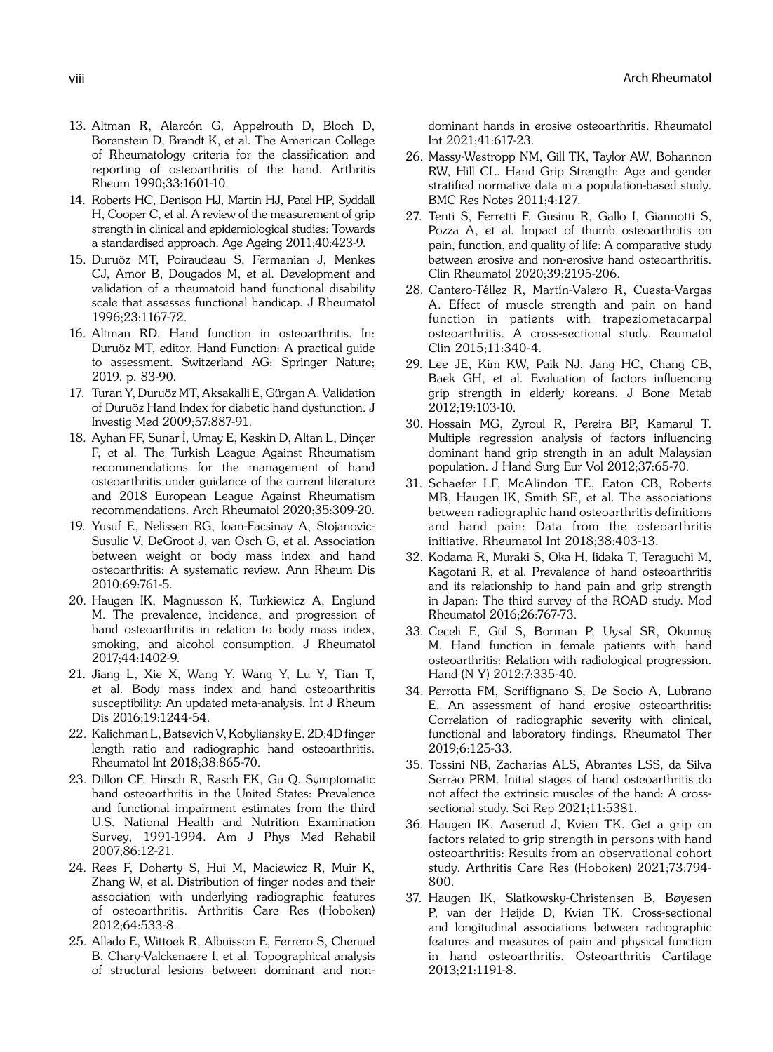13. Altman R, Alarcón G, Appelrouth D, Bloch D, Borenstein D, Brandt K, et al. The American College of Rheumatology criteria for the classification and reporting of osteoarthritis of the hand. Arthritis Rheum 1990;33:1601-10.
14. Roberts HC, Denison HJ, Martin HJ, Patel HP, Syddall H, Cooper C, et al. A review of the measurement of grip strength in clinical and epidemiological studies: Towards a standardised approach. Age Ageing 2011;40:423-9.
15. Duruöz MT, Poiraudeau S, Fermanian J, Menkes CJ, Amor B, Dougados M, et al. Development and validation of a rheumatoid hand functional disability scale that assesses functional handicap. J Rheumatol 1996;23:1167-72.
16. Altman RD. Hand function in osteoarthritis. In: Duruöz MT, editor. Hand Function: A practical guide to assessment. Switzerland AG: Springer Nature; 2019. p. 83-90.
17. Turan Y, Duruöz MT, Aksakalli E, Gürgan A. Validation of Duruöz Hand Index for diabetic hand dysfunction. J Investig Med 2009;57:887-91.
18. Ayhan FF, Sunar İ, Umay E, Keskin D, Altan L, Dinçer F, et al. The Turkish League Against Rheumatism recommendations for the management of hand osteoarthritis under guidance of the current literature and 2018 European League Against Rheumatism recommendations. Arch Rheumatol 2020;35:309-20.
19. Yusuf E, Nelissen RG, Ioan-Facsinay A, Stojanovic-Susulic V, DeGroot J, van Osch G, et al. Association between weight or body mass index and hand osteoarthritis: A systematic review. Ann Rheum Dis 2010;69:761-5.
20. Haugen IK, Magnusson K, Turkiewicz A, Englund M. The prevalence, incidence, and progression of hand osteoarthritis in relation to body mass index, smoking, and alcohol consumption. J Rheumatol 2017;44:1402-9.
21. Jiang L, Xie X, Wang Y, Wang Y, Lu Y, Tian T, et al. Body mass index and hand osteoarthritis susceptibility: An updated meta-analysis. Int J Rheum Dis 2016;19:1244-54.
22. Kalichman L, Batsevich V, Kobyliansky E. 2D:4D finger length ratio and radiographic hand osteoarthritis. Rheumatol Int 2018;38:865-70.
23. Dillon CF, Hirsch R, Rasch EK, Gu Q. Symptomatic hand osteoarthritis in the United States: Prevalence and functional impairment estimates from the third U.S. National Health and Nutrition Examination Survey, 1991-1994. Am J Phys Med Rehabil 2007;86:12-21.
24. Rees F, Doherty S, Hui M, Maciewicz R, Muir K, Zhang W, et al. Distribution of finger nodes and their association with underlying radiographic features of osteoarthritis. Arthritis Care Res (Hoboken) 2012;64:533-8.
25. Allado E, Wittoek R, Albuisson E, Ferrero S, Chenuel B, Chary-Valckenaere I, et al. Topographical analysis of structural lesions between dominant and non-dominant hands in erosive osteoarthritis. Rheumatol Int 2021;41:617-23.
26. Massy-Westropp NM, Gill TK, Taylor AW, Bohannon RW, Hill CL. Hand Grip Strength: Age and gender stratified normative data in a population-based study. BMC Res Notes 2011;4:127.
27. Tenti S, Ferretti F, Gusinu R, Gallo I, Giannotti S, Pozza A, et al. Impact of thumb osteoarthritis on pain, function, and quality of life: A comparative study between erosive and non-erosive hand osteoarthritis. Clin Rheumatol 2020;39:2195-206.
28. Cantero-Téllez R, Martín-Valero R, Cuesta-Vargas A. Effect of muscle strength and pain on hand function in patients with trapeziometacarpal osteoarthritis. A cross-sectional study. Reumatol Clin 2015;11:340-4.
29. Lee JE, Kim KW, Paik NJ, Jang HC, Chang CB, Baek GH, et al. Evaluation of factors influencing grip strength in elderly koreans. J Bone Metab 2012;19:103-10.
30. Hossain MG, Zyroul R, Pereira BP, Kamarul T. Multiple regression analysis of factors influencing dominant hand grip strength in an adult Malaysian population. J Hand Surg Eur Vol 2012;37:65-70.
31. Schaefer LF, McAlindon TE, Eaton CB, Roberts MB, Haugen IK, Smith SE, et al. The associations between radiographic hand osteoarthritis definitions and hand pain: Data from the osteoarthritis initiative. Rheumatol Int 2018;38:403-13.
32. Kodama R, Muraki S, Oka H, Iidaka T, Teraguchi M, Kagotani R, et al. Prevalence of hand osteoarthritis and its relationship to hand pain and grip strength in Japan: The third survey of the ROAD study. Mod Rheumatol 2016;26:767-73.
33. Ceceli E, Gül S, Borman P, Uysal SR, Okumuş M. Hand function in female patients with hand osteoarthritis: Relation with radiological progression. Hand (N Y) 2012;7:335-40.
34. Perrotta FM, Scriffignano S, De Socio A, Lubrano E. An assessment of hand erosive osteoarthritis: Correlation of radiographic severity with clinical, functional and laboratory findings. Rheumatol Ther 2019;6:125-33.
35. Tossini NB, Zacharias ALS, Abrantes LSS, da Silva Serrão PRM. Initial stages of hand osteoarthritis do not affect the extrinsic muscles of the hand: A cross-sectional study. Sci Rep 2021;11:5381.
36. Haugen IK, Aaserud J, Kvien TK. Get a grip on factors related to grip strength in persons with hand osteoarthritis: Results from an observational cohort study. Arthritis Care Res (Hoboken) 2021;73:794-800.
37. Haugen IK, Slatkowsky-Christensen B, Bøyesen P, van der Heijde D, Kvien TK. Cross-sectional and longitudinal associations between radiographic features and measures of pain and physical function in hand osteoarthritis. Osteoarthritis Cartilage 2013;21:1191-8.